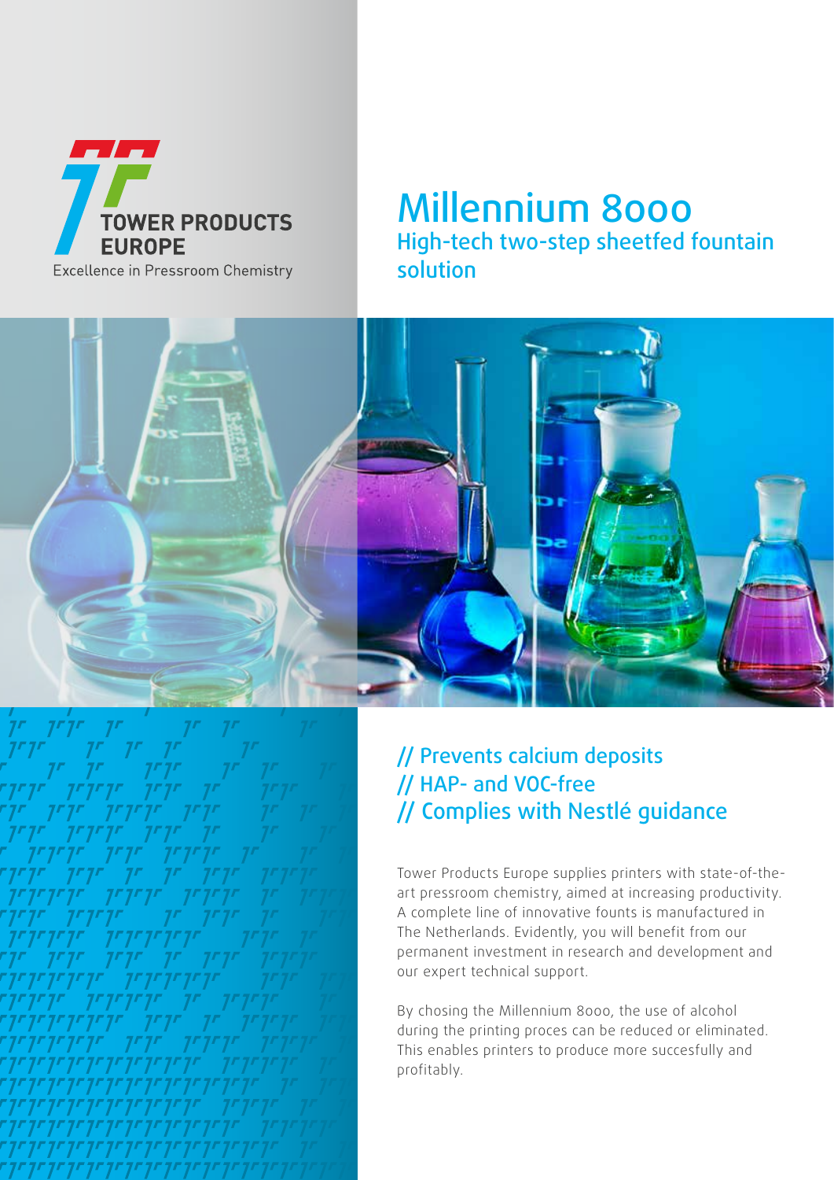TOWER PRODUCTS EUROPE

Excellence in Pressroom Chemistry

# Millennium 8000

## High-tech two-step sheetfed fountain solution

// Prevents calcium deposits
// HAP- and VOC-free
// Complies with Nestlé guidance

Tower Products Europe supplies printers with state-of-the-art pressroom chemistry, aimed at increasing productivity. A complete line of innovative founts is manufactured in The Netherlands. Evidently, you will benefit from our permanent investment in research and development and our expert technical support.

By chosing the Millennium 8000, the use of alcohol during the printing proces can be reduced or eliminated. This enables printers to produce more succesfully and profitably.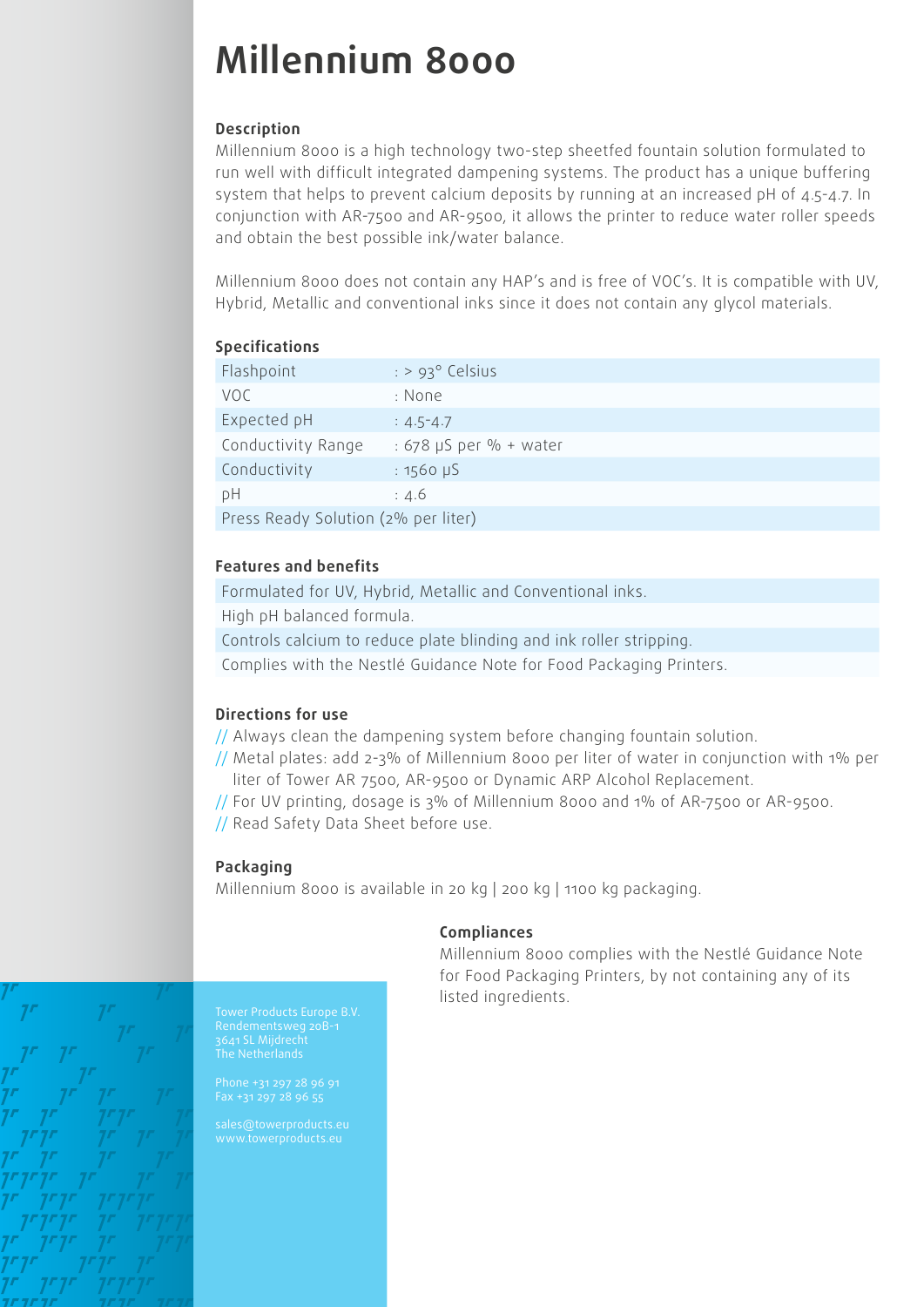# Millennium 8000

### Description

Millennium 8000 is a high technology two-step sheetfed fountain solution formulated to run well with difficult integrated dampening systems. The product has a unique buffering system that helps to prevent calcium deposits by running at an increased pH of 4.5-4.7. In conjunction with AR-7500 and AR-9500, it allows the printer to reduce water roller speeds and obtain the best possible ink/water balance.

Millennium 8000 does not contain any HAP's and is free of VOC's. It is compatible with UV, Hybrid, Metallic and conventional inks since it does not contain any glycol materials.

### Specifications

| | |
|---|---|
| Flashpoint | : > 93° Celsius |
| VOC | : None |
| Expected pH | : 4.5-4.7 |
| Conductivity Range | : 678 µS per % + water |
| Conductivity | : 1560 µS |
| pH | : 4.6 |
| Press Ready Solution (2% per liter) | |

### Features and benefits

| |
|---|
| Formulated for UV, Hybrid, Metallic and Conventional inks. |
| High pH balanced formula. |
| Controls calcium to reduce plate blinding and ink roller stripping. |
| Complies with the Nestlé Guidance Note for Food Packaging Printers. |

### Directions for use

// Always clean the dampening system before changing fountain solution.
// Metal plates: add 2-3% of Millennium 8000 per liter of water in conjunction with 1% per liter of Tower AR 7500, AR-9500 or Dynamic ARP Alcohol Replacement.
// For UV printing, dosage is 3% of Millennium 8000 and 1% of AR-7500 or AR-9500.
// Read Safety Data Sheet before use.

### Packaging

Millennium 8000 is available in 20 kg | 200 kg | 1100 kg packaging.

### Compliances

Millennium 8000 complies with the Nestlé Guidance Note for Food Packaging Printers, by not containing any of its listed ingredients.

Tower Products Europe B.V.
Rendementsweg 20B-1
3641 SL Mijdrecht
The Netherlands

Phone +31 297 28 96 91
Fax +31 297 28 96 55

sales@towerproducts.eu
www.towerproducts.eu